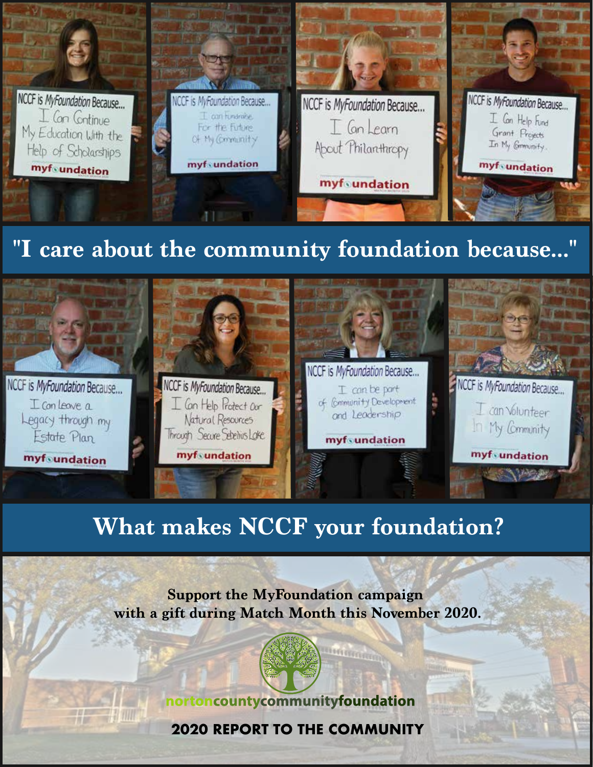NCCF is MyFoundation Because... I Can Continue My Education With the Help of Scholarships

NCCF is MyFoundation Because... I can Fundraise For the Future Of My Community

NCCF is MyFoundation Because... I Can Learn About Philanthropy

NCCF is MyFoundation Because... I Can Help Fund Grant Projects In My Community

## "I care about the community foundation because..."

NCCF is MyFoundation Because... I Can Leave a Legacy through my Estate Plan

NCCF is MyFoundation Because... I Can Help Protect Our Natural Resources Through Secure Sebelius Lake

NCCF is MyFoundation Because... I can be part of Community Development and Leadership

NCCF is MyFoundation Because... I can Volunteer In My Community

## What makes NCCF your foundation?

**Support the MyFoundation campaign with a gift during Match Month this November 2020.**

nortoncountycommunityfoundation

**2020 REPORT TO THE COMMUNITY**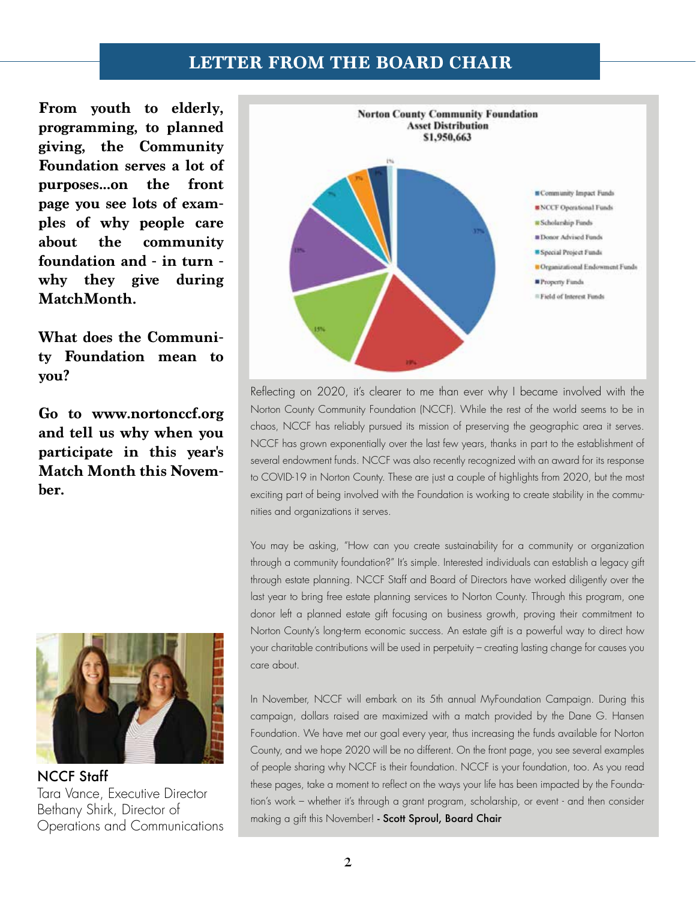# LETTER FROM THE BOARD CHAIR

**From youth to elderly, programming, to planned giving, the Community Foundation serves a lot of purposes...on the front page you see lots of examples of why people care about the community foundation and - in turn - why they give during MatchMonth.**

**What does the Community Foundation mean to you?**

**Go to www.nortonccf.org and tell us why when you participate in this year's Match Month this November.**

**Norton County Community Foundation**
**Asset Distribution**
**$1,950,663**

| Fund | Percentage |
|---|---|
| Community Impact Funds | 37% |
| NCCF Operational Funds | 19% |
| Scholarship Funds | 15% |
| Donor Advised Funds | 15% |
| Special Project Funds | 7% |
| Organizational Endowment Funds | 3% |
| Property Funds | 3% |
| Field of Interest Funds | 1% |

Reflecting on 2020, it's clearer to me than ever why I became involved with the Norton County Community Foundation (NCCF). While the rest of the world seems to be in chaos, NCCF has reliably pursued its mission of preserving the geographic area it serves. NCCF has grown exponentially over the last few years, thanks in part to the establishment of several endowment funds. NCCF was also recently recognized with an award for its response to COVID-19 in Norton County. These are just a couple of highlights from 2020, but the most exciting part of being involved with the Foundation is working to create stability in the communities and organizations it serves.

You may be asking, "How can you create sustainability for a community or organization through a community foundation?" It's simple. Interested individuals can establish a legacy gift through estate planning. NCCF Staff and Board of Directors have worked diligently over the last year to bring free estate planning services to Norton County. Through this program, one donor left a planned estate gift focusing on business growth, proving their commitment to Norton County's long-term economic success. An estate gift is a powerful way to direct how your charitable contributions will be used in perpetuity – creating lasting change for causes you care about.

In November, NCCF will embark on its 5th annual MyFoundation Campaign. During this campaign, dollars raised are maximized with a match provided by the Dane G. Hansen Foundation. We have met our goal every year, thus increasing the funds available for Norton County, and we hope 2020 will be no different. On the front page, you see several examples of people sharing why NCCF is their foundation. NCCF is your foundation, too. As you read these pages, take a moment to reflect on the ways your life has been impacted by the Foundation's work – whether it's through a grant program, scholarship, or event - and then consider making a gift this November! - Scott Sproul, Board Chair

NCCF Staff
Tara Vance, Executive Director
Bethany Shirk, Director of Operations and Communications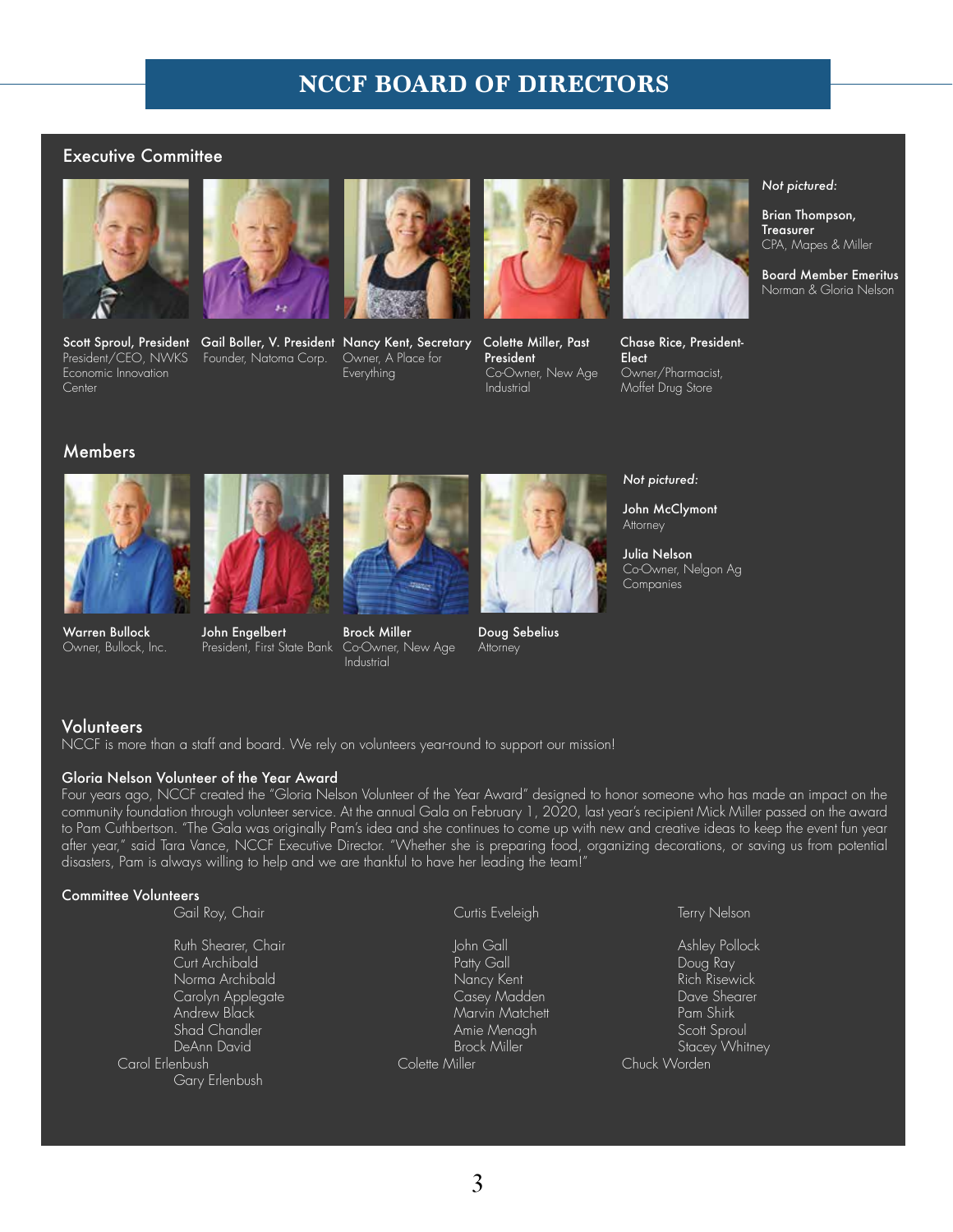# NCCF BOARD OF DIRECTORS

## Executive Committee

**Scott Sproul, President**
President/CEO, NWKS Economic Innovation Center

**Gail Boller, V. President**
Founder, Natoma Corp.

**Nancy Kent, Secretary**
Owner, A Place for Everything

**Colette Miller, Past President**
Co-Owner, New Age Industrial

**Chase Rice, President-Elect**
Owner/Pharmacist, Moffet Drug Store

*Not pictured:*

**Brian Thompson, Treasurer**
CPA, Mapes & Miller

**Board Member Emeritus**
Norman & Gloria Nelson

## Members

**Warren Bullock**
Owner, Bullock, Inc.

**John Engelbert**
President, First State Bank

**Brock Miller**
Co-Owner, New Age Industrial

**Doug Sebelius**
Attorney

*Not pictured:*

**John McClymont**
Attorney

**Julia Nelson**
Co-Owner, Nelgon Ag Companies

## Volunteers

NCCF is more than a staff and board. We rely on volunteers year-round to support our mission!

### Gloria Nelson Volunteer of the Year Award

Four years ago, NCCF created the "Gloria Nelson Volunteer of the Year Award" designed to honor someone who has made an impact on the community foundation through volunteer service. At the annual Gala on February 1, 2020, last year's recipient Mick Miller passed on the award to Pam Cuthbertson. "The Gala was originally Pam's idea and she continues to come up with new and creative ideas to keep the event fun year after year," said Tara Vance, NCCF Executive Director. "Whether she is preparing food, organizing decorations, or saving us from potential disasters, Pam is always willing to help and we are thankful to have her leading the team!"

### Committee Volunteers

Gail Roy, Chair

Ruth Shearer, Chair
Curt Archibald
Norma Archibald
Carolyn Applegate
Andrew Black
Shad Chandler
DeAnn David
Carol Erlenbush
Gary Erlenbush

Curtis Eveleigh

John Gall
Patty Gall
Nancy Kent
Casey Madden
Marvin Matchett
Amie Menagh
Brock Miller
Colette Miller

Terry Nelson

Ashley Pollock
Doug Ray
Rich Risewick
Dave Shearer
Pam Shirk
Scott Sproul
Stacey Whitney
Chuck Worden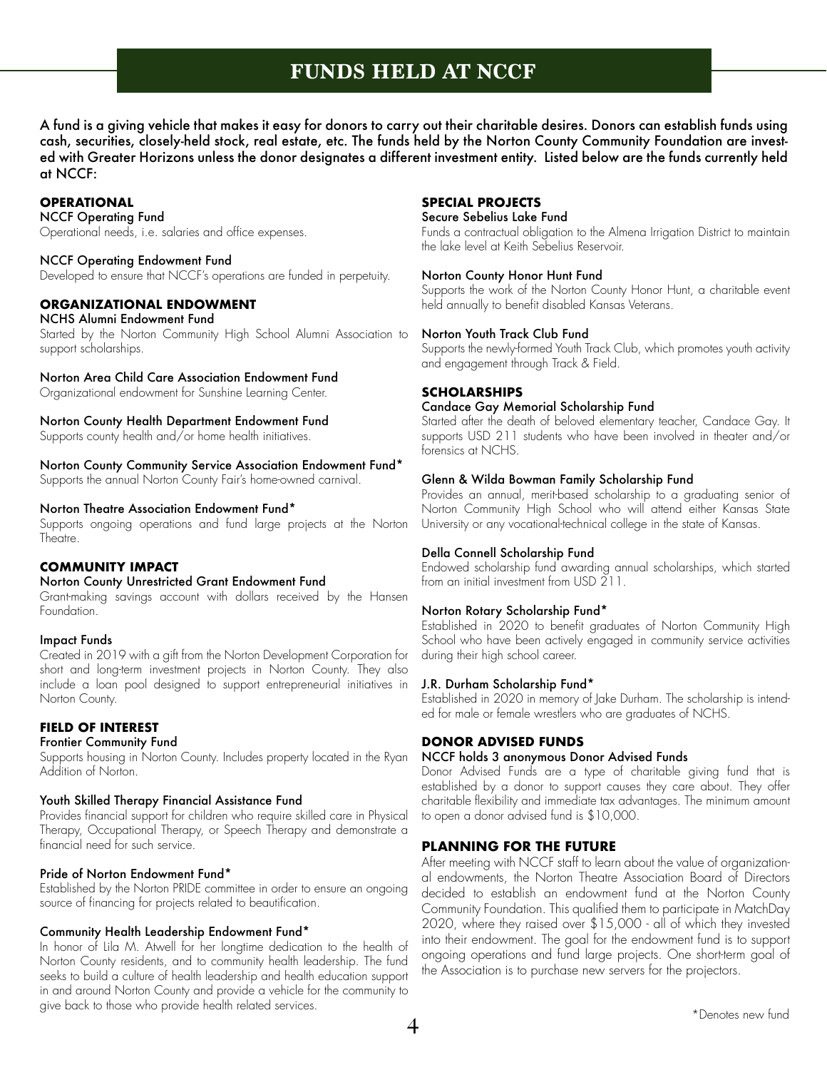# FUNDS HELD AT NCCF

A fund is a giving vehicle that makes it easy for donors to carry out their charitable desires. Donors can establish funds using cash, securities, closely-held stock, real estate, etc. The funds held by the Norton County Community Foundation are invested with Greater Horizons unless the donor designates a different investment entity. Listed below are the funds currently held at NCCF:

## OPERATIONAL

### NCCF Operating Fund

Operational needs, i.e. salaries and office expenses.

### NCCF Operating Endowment Fund

Developed to ensure that NCCF's operations are funded in perpetuity.

## ORGANIZATIONAL ENDOWMENT

### NCHS Alumni Endowment Fund

Started by the Norton Community High School Alumni Association to support scholarships.

### Norton Area Child Care Association Endowment Fund

Organizational endowment for Sunshine Learning Center.

### Norton County Health Department Endowment Fund

Supports county health and/or home health initiatives.

### Norton County Community Service Association Endowment Fund*

Supports the annual Norton County Fair's home-owned carnival.

### Norton Theatre Association Endowment Fund*

Supports ongoing operations and fund large projects at the Norton Theatre.

## COMMUNITY IMPACT

### Norton County Unrestricted Grant Endowment Fund

Grant-making savings account with dollars received by the Hansen Foundation.

### Impact Funds

Created in 2019 with a gift from the Norton Development Corporation for short and long-term investment projects in Norton County. They also include a loan pool designed to support entrepreneurial initiatives in Norton County.

## FIELD OF INTEREST

### Frontier Community Fund

Supports housing in Norton County. Includes property located in the Ryan Addition of Norton.

### Youth Skilled Therapy Financial Assistance Fund

Provides financial support for children who require skilled care in Physical Therapy, Occupational Therapy, or Speech Therapy and demonstrate a financial need for such service.

### Pride of Norton Endowment Fund*

Established by the Norton PRIDE committee in order to ensure an ongoing source of financing for projects related to beautification.

### Community Health Leadership Endowment Fund*

In honor of Lila M. Atwell for her longtime dedication to the health of Norton County residents, and to community health leadership. The fund seeks to build a culture of health leadership and health education support in and around Norton County and provide a vehicle for the community to give back to those who provide health related services.

## SPECIAL PROJECTS

### Secure Sebelius Lake Fund

Funds a contractual obligation to the Almena Irrigation District to maintain the lake level at Keith Sebelius Reservoir.

### Norton County Honor Hunt Fund

Supports the work of the Norton County Honor Hunt, a charitable event held annually to benefit disabled Kansas Veterans.

### Norton Youth Track Club Fund

Supports the newly-formed Youth Track Club, which promotes youth activity and engagement through Track & Field.

## SCHOLARSHIPS

### Candace Gay Memorial Scholarship Fund

Started after the death of beloved elementary teacher, Candace Gay. It supports USD 211 students who have been involved in theater and/or forensics at NCHS.

### Glenn & Wilda Bowman Family Scholarship Fund

Provides an annual, merit-based scholarship to a graduating senior of Norton Community High School who will attend either Kansas State University or any vocational-technical college in the state of Kansas.

### Della Connell Scholarship Fund

Endowed scholarship fund awarding annual scholarships, which started from an initial investment from USD 211.

### Norton Rotary Scholarship Fund*

Established in 2020 to benefit graduates of Norton Community High School who have been actively engaged in community service activities during their high school career.

### J.R. Durham Scholarship Fund*

Established in 2020 in memory of Jake Durham. The scholarship is intended for male or female wrestlers who are graduates of NCHS.

## DONOR ADVISED FUNDS

### NCCF holds 3 anonymous Donor Advised Funds

Donor Advised Funds are a type of charitable giving fund that is established by a donor to support causes they care about. They offer charitable flexibility and immediate tax advantages. The minimum amount to open a donor advised fund is $10,000.

## PLANNING FOR THE FUTURE

After meeting with NCCF staff to learn about the value of organizational endowments, the Norton Theatre Association Board of Directors decided to establish an endowment fund at the Norton County Community Foundation. This qualified them to participate in MatchDay 2020, where they raised over $15,000 - all of which they invested into their endowment. The goal for the endowment fund is to support ongoing operations and fund large projects. One short-term goal of the Association is to purchase new servers for the projectors.

*Denotes new fund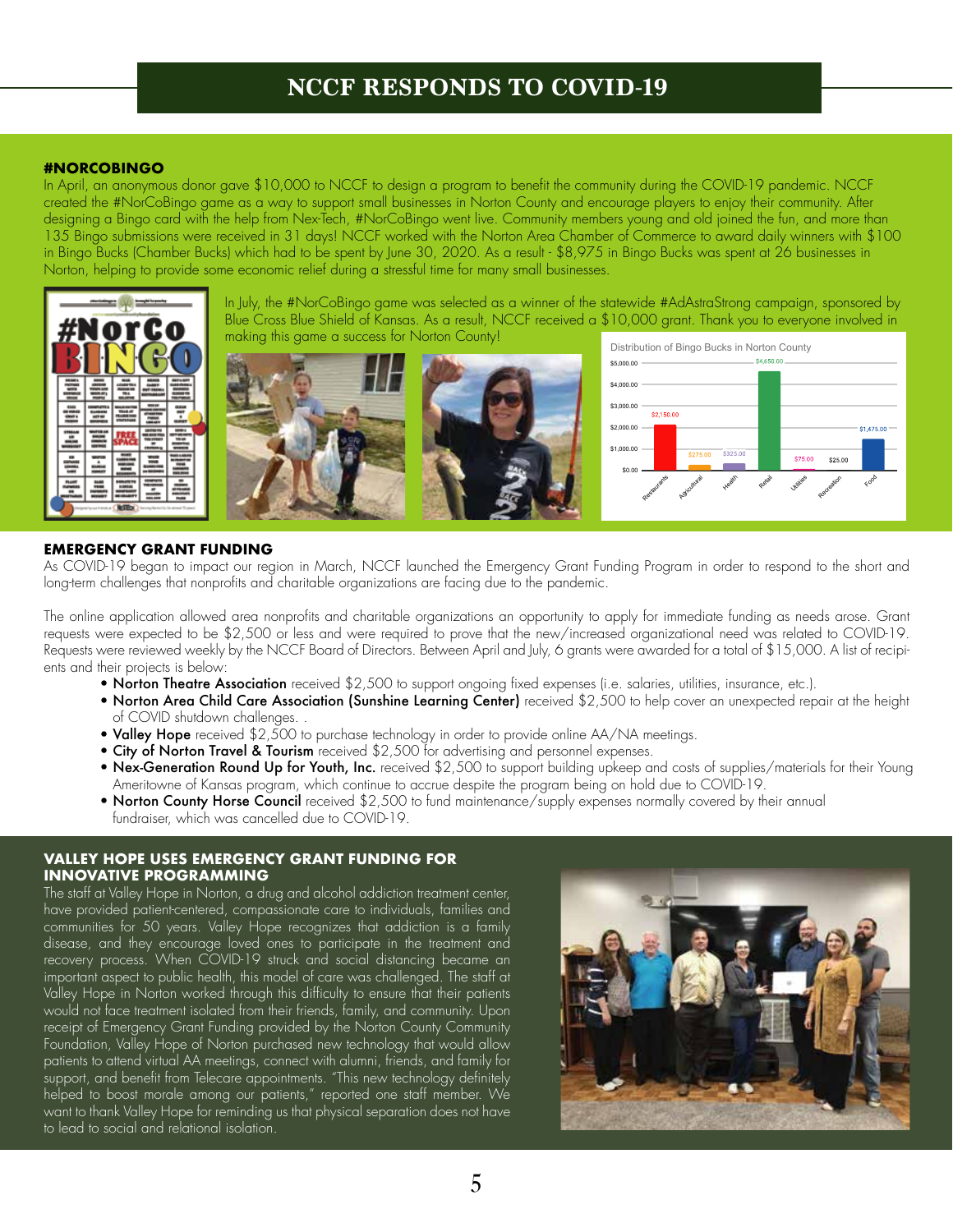# NCCF RESPONDS TO COVID-19

## #NORCOBINGO

In April, an anonymous donor gave $10,000 to NCCF to design a program to benefit the community during the COVID-19 pandemic. NCCF created the #NorCoBingo game as a way to support small businesses in Norton County and encourage players to enjoy their community. After designing a Bingo card with the help from Nex-Tech, #NorCoBingo went live. Community members young and old joined the fun, and more than 135 Bingo submissions were received in 31 days! NCCF worked with the Norton Area Chamber of Commerce to award daily winners with $100 in Bingo Bucks (Chamber Bucks) which had to be spent by June 30, 2020. As a result - $8,975 in Bingo Bucks was spent at 26 businesses in Norton, helping to provide some economic relief during a stressful time for many small businesses.

In July, the #NorCoBingo game was selected as a winner of the statewide #AdAstraStrong campaign, sponsored by Blue Cross Blue Shield of Kansas. As a result, NCCF received a $10,000 grant. Thank you to everyone involved in making this game a success for Norton County!

Distribution of Bingo Bucks in Norton County

| Category | Amount |
|---|---|
| Restaurants | $2,150.00 |
| Agricultural | $275.00 |
| Health | $325.00 |
| Retail | $4,650.00 |
| Utilities | $75.00 |
| Recreation | $25.00 |
| Food | $1,475.00 |

## EMERGENCY GRANT FUNDING

As COVID-19 began to impact our region in March, NCCF launched the Emergency Grant Funding Program in order to respond to the short and long-term challenges that nonprofits and charitable organizations are facing due to the pandemic.

The online application allowed area nonprofits and charitable organizations an opportunity to apply for immediate funding as needs arose. Grant requests were expected to be $2,500 or less and were required to prove that the new/increased organizational need was related to COVID-19. Requests were reviewed weekly by the NCCF Board of Directors. Between April and July, 6 grants were awarded for a total of $15,000. A list of recipients and their projects is below:

- **Norton Theatre Association** received $2,500 to support ongoing fixed expenses (i.e. salaries, utilities, insurance, etc.).
- **Norton Area Child Care Association (Sunshine Learning Center)** received $2,500 to help cover an unexpected repair at the height of COVID shutdown challenges. .
- **Valley Hope** received $2,500 to purchase technology in order to provide online AA/NA meetings.
- **City of Norton Travel & Tourism** received $2,500 for advertising and personnel expenses.
- **Nex-Generation Round Up for Youth, Inc.** received $2,500 to support building upkeep and costs of supplies/materials for their Young Ameritowne of Kansas program, which continue to accrue despite the program being on hold due to COVID-19.
- **Norton County Horse Council** received $2,500 to fund maintenance/supply expenses normally covered by their annual fundraiser, which was cancelled due to COVID-19.

## VALLEY HOPE USES EMERGENCY GRANT FUNDING FOR INNOVATIVE PROGRAMMING

The staff at Valley Hope in Norton, a drug and alcohol addiction treatment center, have provided patient-centered, compassionate care to individuals, families and communities for 50 years. Valley Hope recognizes that addiction is a family disease, and they encourage loved ones to participate in the treatment and recovery process. When COVID-19 struck and social distancing became an important aspect to public health, this model of care was challenged. The staff at Valley Hope in Norton worked through this difficulty to ensure that their patients would not face treatment isolated from their friends, family, and community. Upon receipt of Emergency Grant Funding provided by the Norton County Community Foundation, Valley Hope of Norton purchased new technology that would allow patients to attend virtual AA meetings, connect with alumni, friends, and family for support, and benefit from Telecare appointments. "This new technology definitely helped to boost morale among our patients," reported one staff member. We want to thank Valley Hope for reminding us that physical separation does not have to lead to social and relational isolation.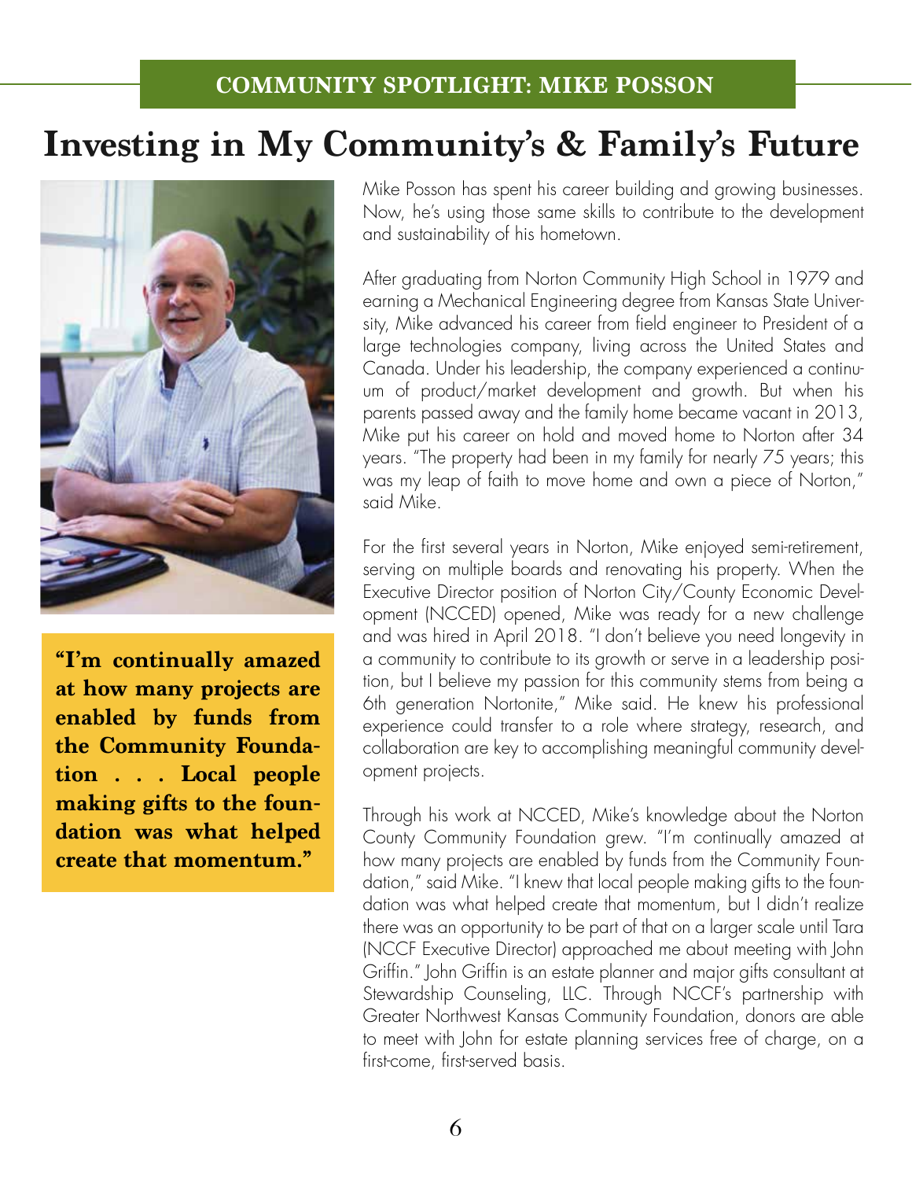**COMMUNITY SPOTLIGHT: MIKE POSSON**

# Investing in My Community's & Family's Future

> **"I'm continually amazed at how many projects are enabled by funds from the Community Foundation . . . Local people making gifts to the foundation was what helped create that momentum."**

Mike Posson has spent his career building and growing businesses. Now, he's using those same skills to contribute to the development and sustainability of his hometown.

After graduating from Norton Community High School in 1979 and earning a Mechanical Engineering degree from Kansas State University, Mike advanced his career from field engineer to President of a large technologies company, living across the United States and Canada. Under his leadership, the company experienced a continuum of product/market development and growth. But when his parents passed away and the family home became vacant in 2013, Mike put his career on hold and moved home to Norton after 34 years. "The property had been in my family for nearly 75 years; this was my leap of faith to move home and own a piece of Norton," said Mike.

For the first several years in Norton, Mike enjoyed semi-retirement, serving on multiple boards and renovating his property. When the Executive Director position of Norton City/County Economic Development (NCCED) opened, Mike was ready for a new challenge and was hired in April 2018. "I don't believe you need longevity in a community to contribute to its growth or serve in a leadership position, but I believe my passion for this community stems from being a 6th generation Nortonite," Mike said. He knew his professional experience could transfer to a role where strategy, research, and collaboration are key to accomplishing meaningful community development projects.

Through his work at NCCED, Mike's knowledge about the Norton County Community Foundation grew. "I'm continually amazed at how many projects are enabled by funds from the Community Foundation," said Mike. "I knew that local people making gifts to the foundation was what helped create that momentum, but I didn't realize there was an opportunity to be part of that on a larger scale until Tara (NCCF Executive Director) approached me about meeting with John Griffin." John Griffin is an estate planner and major gifts consultant at Stewardship Counseling, LLC. Through NCCF's partnership with Greater Northwest Kansas Community Foundation, donors are able to meet with John for estate planning services free of charge, on a first-come, first-served basis.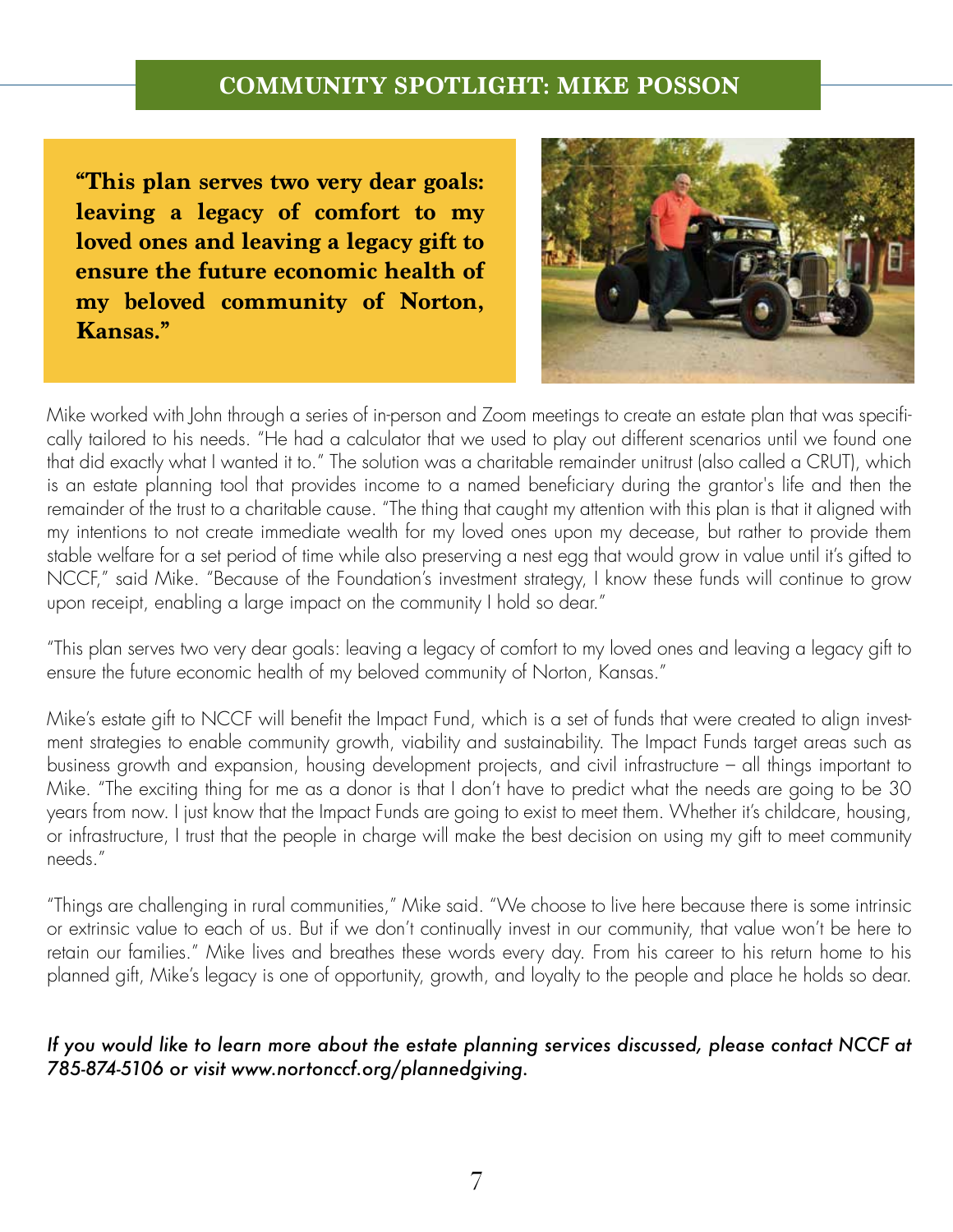## COMMUNITY SPOTLIGHT: MIKE POSSON

**"This plan serves two very dear goals: leaving a legacy of comfort to my loved ones and leaving a legacy gift to ensure the future economic health of my beloved community of Norton, Kansas."**

Mike worked with John through a series of in-person and Zoom meetings to create an estate plan that was specifically tailored to his needs. "He had a calculator that we used to play out different scenarios until we found one that did exactly what I wanted it to." The solution was a charitable remainder unitrust (also called a CRUT), which is an estate planning tool that provides income to a named beneficiary during the grantor's life and then the remainder of the trust to a charitable cause. "The thing that caught my attention with this plan is that it aligned with my intentions to not create immediate wealth for my loved ones upon my decease, but rather to provide them stable welfare for a set period of time while also preserving a nest egg that would grow in value until it's gifted to NCCF," said Mike. "Because of the Foundation's investment strategy, I know these funds will continue to grow upon receipt, enabling a large impact on the community I hold so dear."

"This plan serves two very dear goals: leaving a legacy of comfort to my loved ones and leaving a legacy gift to ensure the future economic health of my beloved community of Norton, Kansas."

Mike's estate gift to NCCF will benefit the Impact Fund, which is a set of funds that were created to align investment strategies to enable community growth, viability and sustainability. The Impact Funds target areas such as business growth and expansion, housing development projects, and civil infrastructure – all things important to Mike. "The exciting thing for me as a donor is that I don't have to predict what the needs are going to be 30 years from now. I just know that the Impact Funds are going to exist to meet them. Whether it's childcare, housing, or infrastructure, I trust that the people in charge will make the best decision on using my gift to meet community needs."

"Things are challenging in rural communities," Mike said. "We choose to live here because there is some intrinsic or extrinsic value to each of us. But if we don't continually invest in our community, that value won't be here to retain our families." Mike lives and breathes these words every day. From his career to his return home to his planned gift, Mike's legacy is one of opportunity, growth, and loyalty to the people and place he holds so dear.

*If you would like to learn more about the estate planning services discussed, please contact NCCF at 785-874-5106 or visit www.nortonccf.org/plannedgiving.*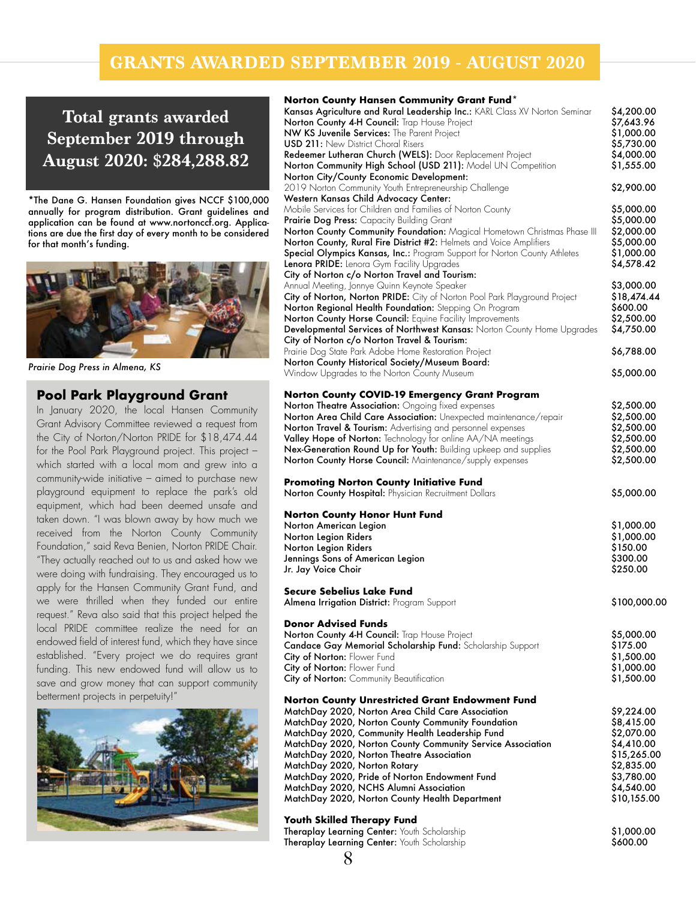# GRANTS AWARDED SEPTEMBER 2019 - AUGUST 2020

## Total grants awarded September 2019 through August 2020: $284,288.82

*The Dane G. Hansen Foundation gives NCCF $100,000 annually for program distribution. Grant guidelines and application can be found at www.nortonccf.org. Applications are due the first day of every month to be considered for that month's funding.

*Prairie Dog Press in Almena, KS*

### Pool Park Playground Grant

In January 2020, the local Hansen Community Grant Advisory Committee reviewed a request from the City of Norton/Norton PRIDE for $18,474.44 for the Pool Park Playground project. This project – which started with a local mom and grew into a community-wide initiative – aimed to purchase new playground equipment to replace the park's old equipment, which had been deemed unsafe and taken down. "I was blown away by how much we received from the Norton County Community Foundation," said Reva Benien, Norton PRIDE Chair. "They actually reached out to us and asked how we were doing with fundraising. They encouraged us to apply for the Hansen Community Grant Fund, and we were thrilled when they funded our entire request." Reva also said that this project helped the local PRIDE committee realize the need for an endowed field of interest fund, which they have since established. "Every project we do requires grant funding. This new endowed fund will allow us to save and grow money that can support community betterment projects in perpetuity!"

### Norton County Hansen Community Grant Fund*

| Recipient | Amount |
|---|---|
| **Kansas Agriculture and Rural Leadership Inc.:** KARL Class XV Norton Seminar | $4,200.00 |
| **Norton County 4-H Council:** Trap House Project | $7,643.96 |
| **NW KS Juvenile Services:** The Parent Project | $1,000.00 |
| **USD 211:** New District Choral Risers | $5,730.00 |
| **Redeemer Lutheran Church (WELS):** Door Replacement Project | $4,000.00 |
| **Norton Community High School (USD 211):** Model UN Competition | $1,555.00 |
| **Norton City/County Economic Development:** 2019 Norton Community Youth Entrepreneurship Challenge | $2,900.00 |
| **Western Kansas Child Advocacy Center:** Mobile Services for Children and Families of Norton County | $5,000.00 |
| **Prairie Dog Press:** Capacity Building Grant | $5,000.00 |
| **Norton County Community Foundation:** Magical Hometown Christmas Phase III | $2,000.00 |
| **Norton County, Rural Fire District #2:** Helmets and Voice Amplifiers | $5,000.00 |
| **Special Olympics Kansas, Inc.:** Program Support for Norton County Athletes | $1,000.00 |
| **Lenora PRIDE:** Lenora Gym Facility Upgrades | $4,578.42 |
| **City of Norton c/o Norton Travel and Tourism:** Annual Meeting, Jonnye Quinn Keynote Speaker | $3,000.00 |
| **City of Norton, Norton PRIDE:** City of Norton Pool Park Playground Project | $18,474.44 |
| **Norton Regional Health Foundation:** Stepping On Program | $600.00 |
| **Norton County Horse Council:** Equine Facility Improvements | $2,500.00 |
| **Developmental Services of Northwest Kansas:** Norton County Home Upgrades | $4,750.00 |
| **City of Norton c/o Norton Travel & Tourism:** Prairie Dog State Park Adobe Home Restoration Project | $6,788.00 |
| **Norton County Historical Society/Museum Board:** Window Upgrades to the Norton County Museum | $5,000.00 |

### Norton County COVID-19 Emergency Grant Program

| Recipient | Amount |
|---|---|
| **Norton Theatre Association:** Ongoing fixed expenses | $2,500.00 |
| **Norton Area Child Care Association:** Unexpected maintenance/repair | $2,500.00 |
| **Norton Travel & Tourism:** Advertising and personnel expenses | $2,500.00 |
| **Valley Hope of Norton:** Technology for online AA/NA meetings | $2,500.00 |
| **Nex-Generation Round Up for Youth:** Building upkeep and supplies | $2,500.00 |
| **Norton County Horse Council:** Maintenance/supply expenses | $2,500.00 |

### Promoting Norton County Initiative Fund

| Recipient | Amount |
|---|---|
| **Norton County Hospital:** Physician Recruitment Dollars | $5,000.00 |

### Norton County Honor Hunt Fund

| Recipient | Amount |
|---|---|
| Norton American Legion | $1,000.00 |
| Norton Legion Riders | $1,000.00 |
| Norton Legion Riders | $150.00 |
| Jennings Sons of American Legion | $300.00 |
| Jr. Jay Voice Choir | $250.00 |

### Secure Sebelius Lake Fund

| Recipient | Amount |
|---|---|
| **Almena Irrigation District:** Program Support | $100,000.00 |

### Donor Advised Funds

| Recipient | Amount |
|---|---|
| **Norton County 4-H Council:** Trap House Project | $5,000.00 |
| **Candace Gay Memorial Scholarship Fund:** Scholarship Support | $175.00 |
| **City of Norton:** Flower Fund | $1,500.00 |
| **City of Norton:** Flower Fund | $1,000.00 |
| **City of Norton:** Community Beautification | $1,500.00 |

### Norton County Unrestricted Grant Endowment Fund

| Recipient | Amount |
|---|---|
| MatchDay 2020, Norton Area Child Care Association | $9,224.00 |
| MatchDay 2020, Norton County Community Foundation | $8,415.00 |
| MatchDay 2020, Community Health Leadership Fund | $2,070.00 |
| MatchDay 2020, Norton County Community Service Association | $4,410.00 |
| MatchDay 2020, Norton Theatre Association | $15,265.00 |
| MatchDay 2020, Norton Rotary | $2,835.00 |
| MatchDay 2020, Pride of Norton Endowment Fund | $3,780.00 |
| MatchDay 2020, NCHS Alumni Association | $4,540.00 |
| MatchDay 2020, Norton County Health Department | $10,155.00 |

### Youth Skilled Therapy Fund

| Recipient | Amount |
|---|---|
| **Theraplay Learning Center:** Youth Scholarship | $1,000.00 |
| **Theraplay Learning Center:** Youth Scholarship | $600.00 |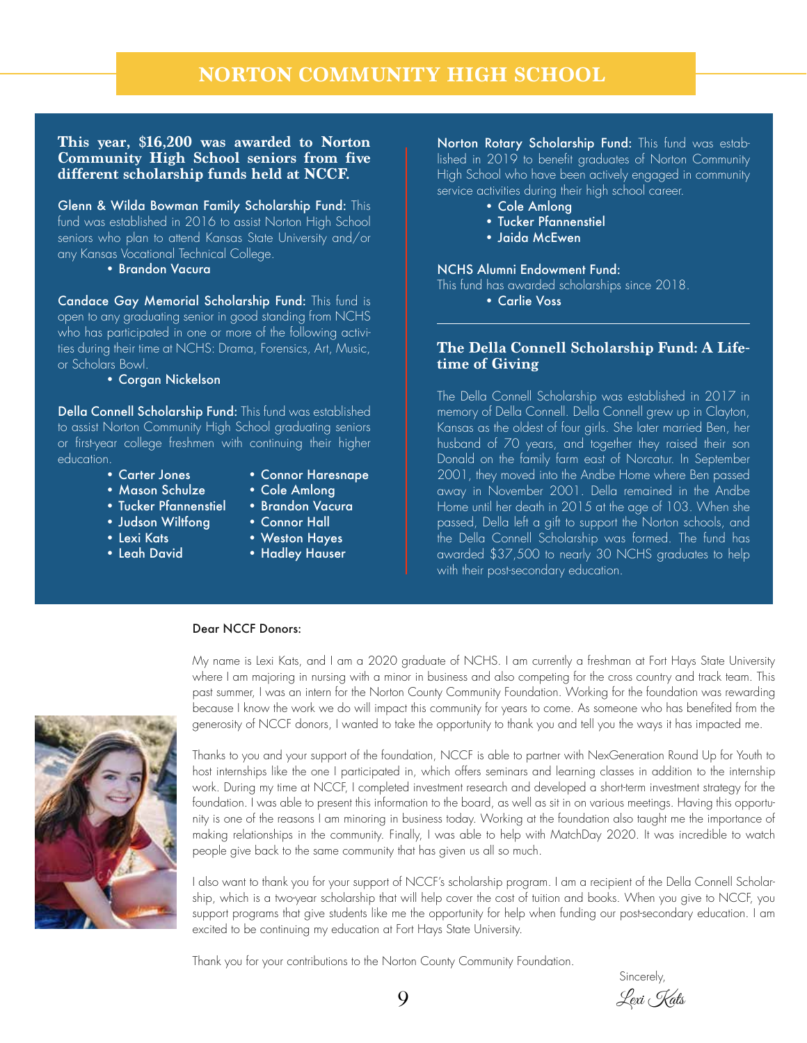# NORTON COMMUNITY HIGH SCHOOL

**This year, $16,200 was awarded to Norton Community High School seniors from five different scholarship funds held at NCCF.**

**Glenn & Wilda Bowman Family Scholarship Fund:** This fund was established in 2016 to assist Norton High School seniors who plan to attend Kansas State University and/or any Kansas Vocational Technical College.

- Brandon Vacura

**Candace Gay Memorial Scholarship Fund:** This fund is open to any graduating senior in good standing from NCHS who has participated in one or more of the following activities during their time at NCHS: Drama, Forensics, Art, Music, or Scholars Bowl.

- Corgan Nickelson

**Della Connell Scholarship Fund:** This fund was established to assist Norton Community High School graduating seniors or first-year college freshmen with continuing their higher education.

- Carter Jones
- Mason Schulze
- Tucker Pfannenstiel
- Judson Wiltfong
- Lexi Kats
- Leah David
- Connor Haresnape
- Cole Amlong
- Brandon Vacura
- Connor Hall
- Weston Hayes
- Hadley Hauser

**Norton Rotary Scholarship Fund:** This fund was established in 2019 to benefit graduates of Norton Community High School who have been actively engaged in community service activities during their high school career.

- Cole Amlong
- Tucker Pfannenstiel
- Jaida McEwen

**NCHS Alumni Endowment Fund:**
This fund has awarded scholarships since 2018.

- Carlie Voss

## The Della Connell Scholarship Fund: A Lifetime of Giving

The Della Connell Scholarship was established in 2017 in memory of Della Connell. Della Connell grew up in Clayton, Kansas as the oldest of four girls. She later married Ben, her husband of 70 years, and together they raised their son Donald on the family farm east of Norcatur. In September 2001, they moved into the Andbe Home where Ben passed away in November 2001. Della remained in the Andbe Home until her death in 2015 at the age of 103. When she passed, Della left a gift to support the Norton schools, and the Della Connell Scholarship was formed. The fund has awarded $37,500 to nearly 30 NCHS graduates to help with their post-secondary education.

**Dear NCCF Donors:**

My name is Lexi Kats, and I am a 2020 graduate of NCHS. I am currently a freshman at Fort Hays State University where I am majoring in nursing with a minor in business and also competing for the cross country and track team. This past summer, I was an intern for the Norton County Community Foundation. Working for the foundation was rewarding because I know the work we do will impact this community for years to come. As someone who has benefited from the generosity of NCCF donors, I wanted to take the opportunity to thank you and tell you the ways it has impacted me.

Thanks to you and your support of the foundation, NCCF is able to partner with NexGeneration Round Up for Youth to host internships like the one I participated in, which offers seminars and learning classes in addition to the internship work. During my time at NCCF, I completed investment research and developed a short-term investment strategy for the foundation. I was able to present this information to the board, as well as sit in on various meetings. Having this opportunity is one of the reasons I am minoring in business today. Working at the foundation also taught me the importance of making relationships in the community. Finally, I was able to help with MatchDay 2020. It was incredible to watch people give back to the same community that has given us all so much.

I also want to thank you for your support of NCCF's scholarship program. I am a recipient of the Della Connell Scholarship, which is a two-year scholarship that will help cover the cost of tuition and books. When you give to NCCF, you support programs that give students like me the opportunity for help when funding our post-secondary education. I am excited to be continuing my education at Fort Hays State University.

Thank you for your contributions to the Norton County Community Foundation.

Sincerely,

*Lexi Kats*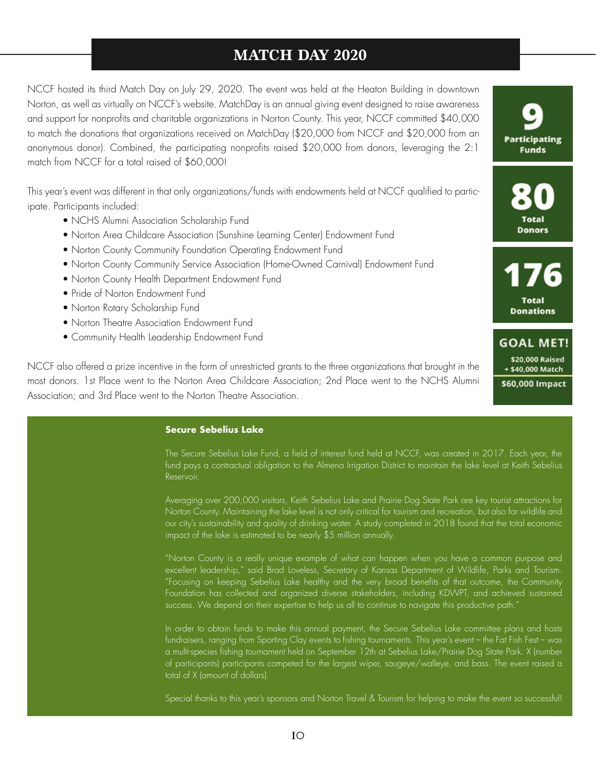# MATCH DAY 2020

NCCF hosted its third Match Day on July 29, 2020. The event was held at the Heaton Building in downtown Norton, as well as virtually on NCCF's website. MatchDay is an annual giving event designed to raise awareness and support for nonprofits and charitable organizations in Norton County. This year, NCCF committed $40,000 to match the donations that organizations received on MatchDay ($20,000 from NCCF and $20,000 from an anonymous donor). Combined, the participating nonprofits raised $20,000 from donors, leveraging the 2:1 match from NCCF for a total raised of $60,000!

This year's event was different in that only organizations/funds with endowments held at NCCF qualified to participate. Participants included:

- NCHS Alumni Association Scholarship Fund
- Norton Area Childcare Association (Sunshine Learning Center) Endowment Fund
- Norton County Community Foundation Operating Endowment Fund
- Norton County Community Service Association (Home-Owned Carnival) Endowment Fund
- Norton County Health Department Endowment Fund
- Pride of Norton Endowment Fund
- Norton Rotary Scholarship Fund
- Norton Theatre Association Endowment Fund
- Community Health Leadership Endowment Fund

NCCF also offered a prize incentive in the form of unrestricted grants to the three organizations that brought in the most donors. 1st Place went to the Norton Area Childcare Association; 2nd Place went to the NCHS Alumni Association; and 3rd Place went to the Norton Theatre Association.

**9**
Participating Funds

**80**
Total Donors

**176**
Total Donations

**GOAL MET!**
$20,000 Raised
+ $40,000 Match
$60,000 Impact

**Secure Sebelius Lake**

The Secure Sebelius Lake Fund, a field of interest fund held at NCCF, was created in 2017. Each year, the fund pays a contractual obligation to the Almena Irrigation District to maintain the lake level at Keith Sebelius Reservoir.

Averaging over 200,000 visitors, Keith Sebelius Lake and Prairie Dog State Park are key tourist attractions for Norton County. Maintaining the lake level is not only critical for tourism and recreation, but also for wildlife and our city's sustainability and quality of drinking water. A study completed in 2018 found that the total economic impact of the lake is estimated to be nearly $5 million annually.

"Norton County is a really unique example of what can happen when you have a common purpose and excellent leadership," said Brad Loveless, Secretary of Kansas Department of Wildlife, Parks and Tourism. "Focusing on keeping Sebelius Lake healthy and the very broad benefits of that outcome, the Community Foundation has collected and organized diverse stakeholders, including KDWPT, and achieved sustained success. We depend on their expertise to help us all to continue to navigate this productive path."

In order to obtain funds to make this annual payment, the Secure Sebelius Lake committee plans and hosts fundraisers, ranging from Sporting Clay events to fishing tournaments. This year's event – the Fat Fish Fest – was a multi-species fishing tournament held on September 12th at Sebelius Lake/Prairie Dog State Park. X (number of participants) participants competed for the largest wiper, saugeye/walleye, and bass. The event raised a total of X (amount of dollars).

Special thanks to this year's sponsors and Norton Travel & Tourism for helping to make the event so successful!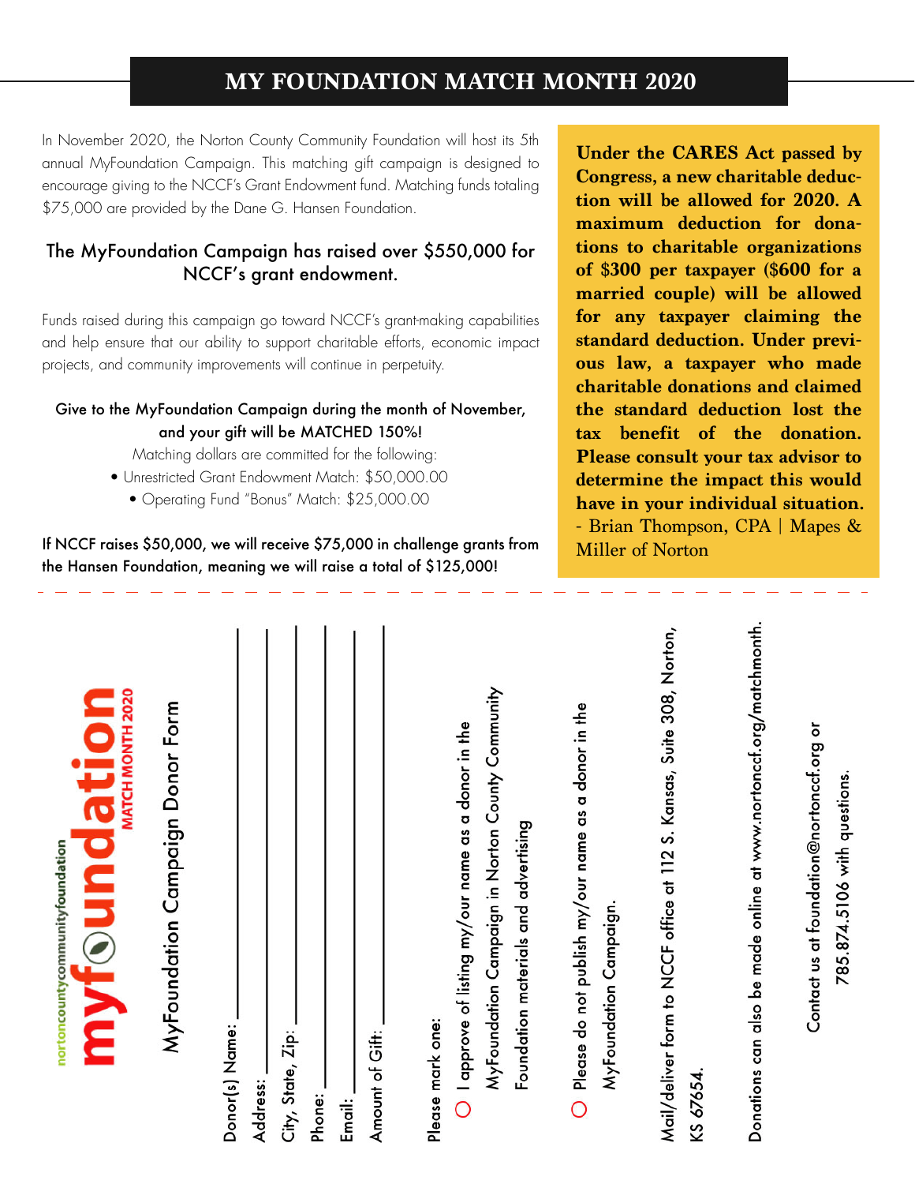# MY FOUNDATION MATCH MONTH 2020

In November 2020, the Norton County Community Foundation will host its 5th annual MyFoundation Campaign. This matching gift campaign is designed to encourage giving to the NCCF's Grant Endowment fund. Matching funds totaling $75,000 are provided by the Dane G. Hansen Foundation.

## The MyFoundation Campaign has raised over $550,000 for NCCF's grant endowment.

Funds raised during this campaign go toward NCCF's grant-making capabilities and help ensure that our ability to support charitable efforts, economic impact projects, and community improvements will continue in perpetuity.

Give to the MyFoundation Campaign during the month of November, and your gift will be MATCHED 150%!

Matching dollars are committed for the following:

- Unrestricted Grant Endowment Match: $50,000.00
- Operating Fund "Bonus" Match: $25,000.00

If NCCF raises $50,000, we will receive $75,000 in challenge grants from the Hansen Foundation, meaning we will raise a total of $125,000!

**Under the CARES Act passed by Congress, a new charitable deduction will be allowed for 2020. A maximum deduction for donations to charitable organizations of $300 per taxpayer ($600 for a married couple) will be allowed for any taxpayer claiming the standard deduction. Under previous law, a taxpayer who made charitable donations and claimed the standard deduction lost the tax benefit of the donation. Please consult your tax advisor to determine the impact this would have in your individual situation.**
- Brian Thompson, CPA | Mapes & Miller of Norton

---

nortoncountycommunityfoundation
**myfoundation** MATCH MONTH 2020

## MyFoundation Campaign Donor Form

Donor(s) Name: ______________________

Address: ______________________

City, State, Zip: ______________________

Phone: ______________________

Email: ______________________

Amount of Gift: ______________________

Please mark one:

- ○ I approve of listing my/our name as a donor in the MyFoundation Campaign in Norton County Community Foundation materials and advertising
- ○ Please do not publish my/our name as a donor in the MyFoundation Campaign.

Mail/deliver form to NCCF office at 112 S. Kansas, Suite 308, Norton, KS 67654.

Donations can also be made online at www.nortonccf.org/matchmonth.

Contact us at foundation@nortonccf.org or 785.874.5106 with questions.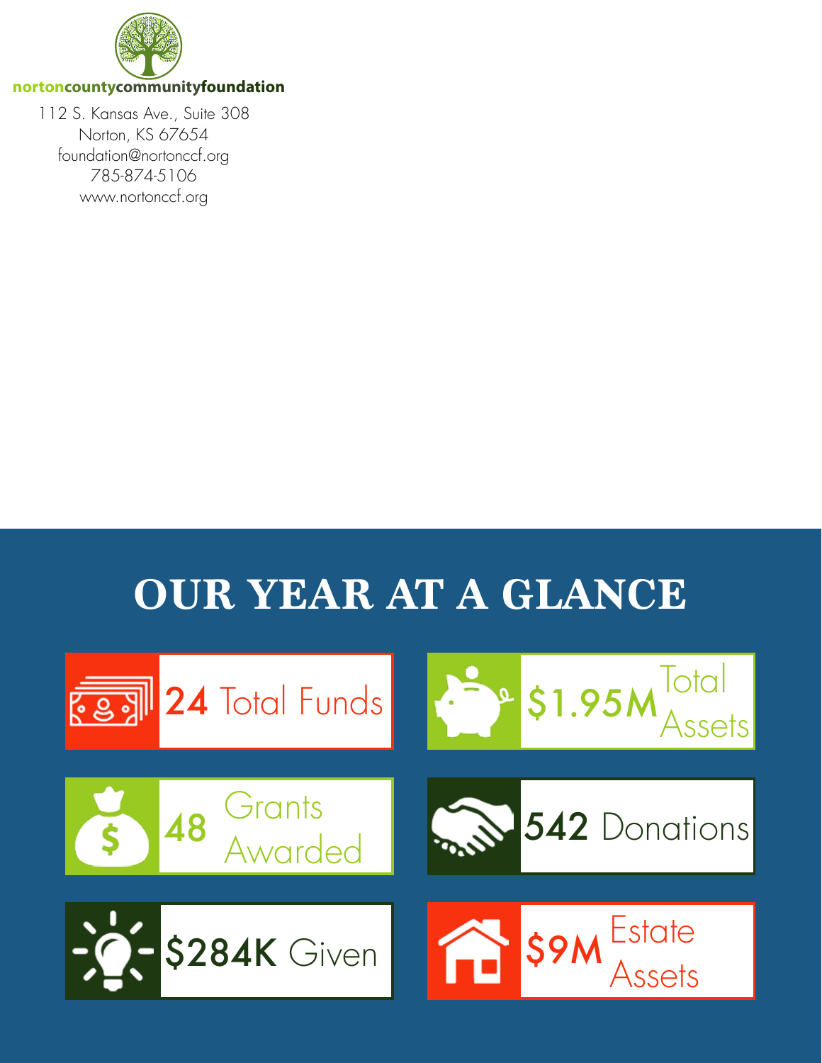nortoncountycommunityfoundation

112 S. Kansas Ave., Suite 308
Norton, KS 67654
foundation@nortonccf.org
785-874-5106
www.nortonccf.org

# OUR YEAR AT A GLANCE

**24** Total Funds

**$1.95M** Total Assets

**48** Grants Awarded

**542** Donations

**$284K** Given

**$9M** Estate Assets